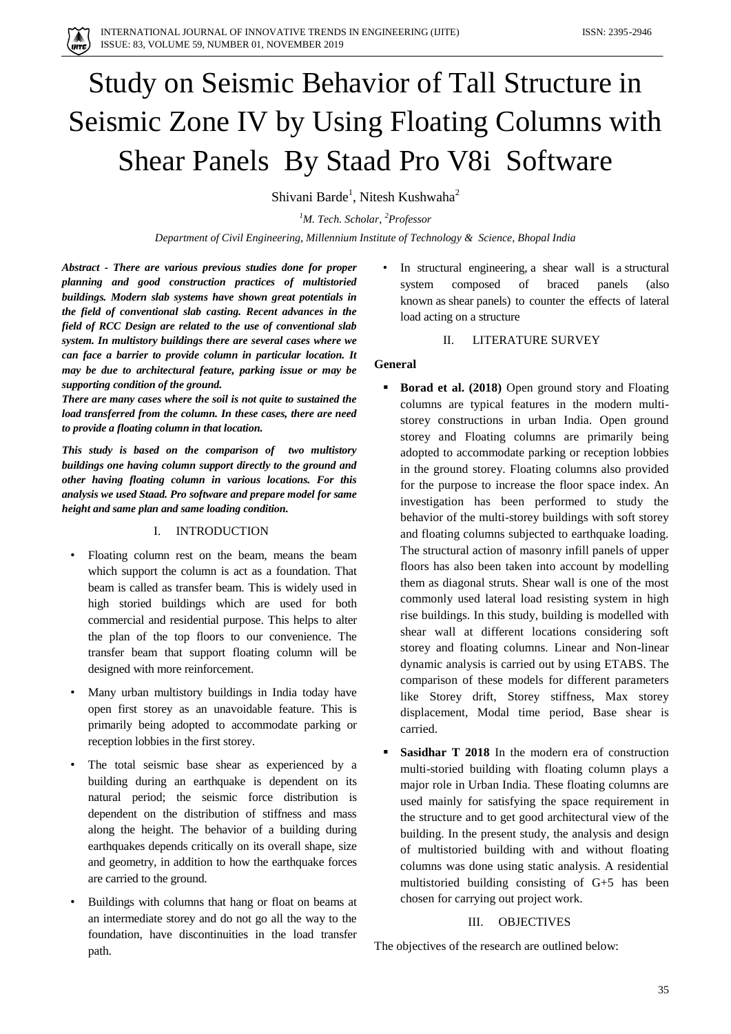# Study on Seismic Behavior of Tall Structure in Seismic Zone IV by Using Floating Columns with Shear Panels By Staad Pro V8i Software

Shivani Barde[1], Nitesh Kushwaha[2]

*[1]M. Tech. Scholar, [2]Professor*

*Department of Civil Engineering, Millennium Institute of Technology & Science, Bhopal India*

***Abstract - There are various previous studies done for proper planning and good construction practices of multistoried buildings. Modern slab systems have shown great potentials in the field of conventional slab casting. Recent advances in the field of RCC Design are related to the use of conventional slab system. In multistory buildings there are several cases where we can face a barrier to provide column in particular location. It may be due to architectural feature, parking issue or may be supporting condition of the ground.***

***There are many cases where the soil is not quite to sustained the load transferred from the column. In these cases, there are need to provide a floating column in that location.***

***This study is based on the comparison of two multistory buildings one having column support directly to the ground and other having floating column in various locations. For this analysis we used Staad. Pro software and prepare model for same height and same plan and same loading condition.***

## I. INTRODUCTION

- Floating column rest on the beam, means the beam which support the column is act as a foundation. That beam is called as transfer beam. This is widely used in high storied buildings which are used for both commercial and residential purpose. This helps to alter the plan of the top floors to our convenience. The transfer beam that support floating column will be designed with more reinforcement.
- Many urban multistory buildings in India today have open first storey as an unavoidable feature. This is primarily being adopted to accommodate parking or reception lobbies in the first storey.
- The total seismic base shear as experienced by a building during an earthquake is dependent on its natural period; the seismic force distribution is dependent on the distribution of stiffness and mass along the height. The behavior of a building during earthquakes depends critically on its overall shape, size and geometry, in addition to how the earthquake forces are carried to the ground.
- Buildings with columns that hang or float on beams at an intermediate storey and do not go all the way to the foundation, have discontinuities in the load transfer path.
- In structural engineering, a shear wall is a structural system composed of braced panels (also known as shear panels) to counter the effects of lateral load acting on a structure

## II. LITERATURE SURVEY

**General**

- **Borad et al. (2018)** Open ground story and Floating columns are typical features in the modern multi-storey constructions in urban India. Open ground storey and Floating columns are primarily being adopted to accommodate parking or reception lobbies in the ground storey. Floating columns also provided for the purpose to increase the floor space index. An investigation has been performed to study the behavior of the multi-storey buildings with soft storey and floating columns subjected to earthquake loading. The structural action of masonry infill panels of upper floors has also been taken into account by modelling them as diagonal struts. Shear wall is one of the most commonly used lateral load resisting system in high rise buildings. In this study, building is modelled with shear wall at different locations considering soft storey and floating columns. Linear and Non-linear dynamic analysis is carried out by using ETABS. The comparison of these models for different parameters like Storey drift, Storey stiffness, Max storey displacement, Modal time period, Base shear is carried.
- **Sasidhar T 2018** In the modern era of construction multi-storied building with floating column plays a major role in Urban India. These floating columns are used mainly for satisfying the space requirement in the structure and to get good architectural view of the building. In the present study, the analysis and design of multistoried building with and without floating columns was done using static analysis. A residential multistoried building consisting of G+5 has been chosen for carrying out project work.

## III. OBJECTIVES

The objectives of the research are outlined below: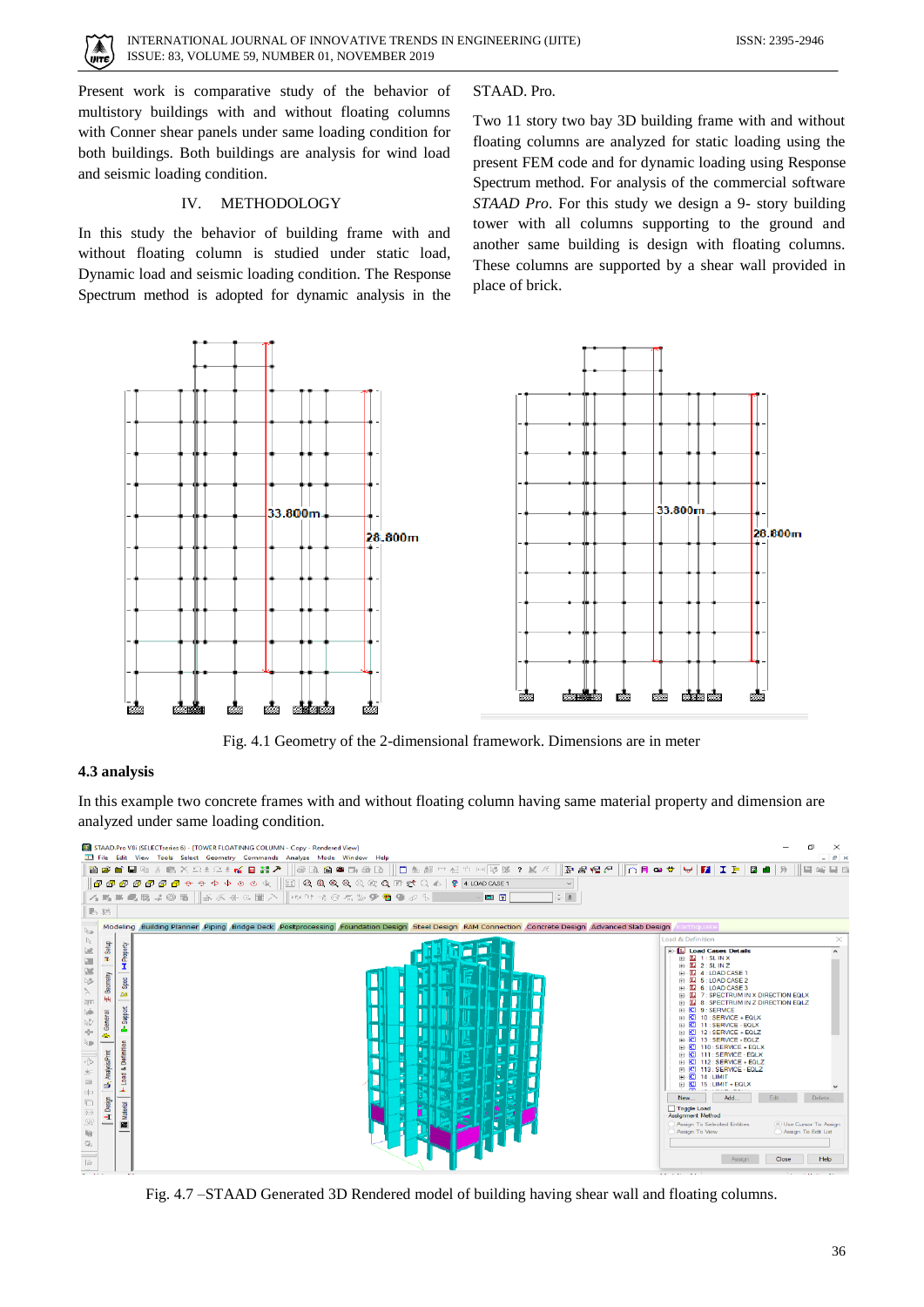Present work is comparative study of the behavior of multistory buildings with and without floating columns with Conner shear panels under same loading condition for both buildings. Both buildings are analysis for wind load and seismic loading condition.

## IV. METHODOLOGY

In this study the behavior of building frame with and without floating column is studied under static load, Dynamic load and seismic loading condition. The Response Spectrum method is adopted for dynamic analysis in the STAAD. Pro.

Two 11 story two bay 3D building frame with and without floating columns are analyzed for static loading using the present FEM code and for dynamic loading using Response Spectrum method. For analysis of the commercial software *STAAD Pro*. For this study we design a 9- story building tower with all columns supporting to the ground and another same building is design with floating columns. These columns are supported by a shear wall provided in place of brick.

Fig. 4.1 Geometry of the 2-dimensional framework. Dimensions are in meter

### 4.3 analysis

In this example two concrete frames with and without floating column having same material property and dimension are analyzed under same loading condition.

Fig. 4.7 –STAAD Generated 3D Rendered model of building having shear wall and floating columns.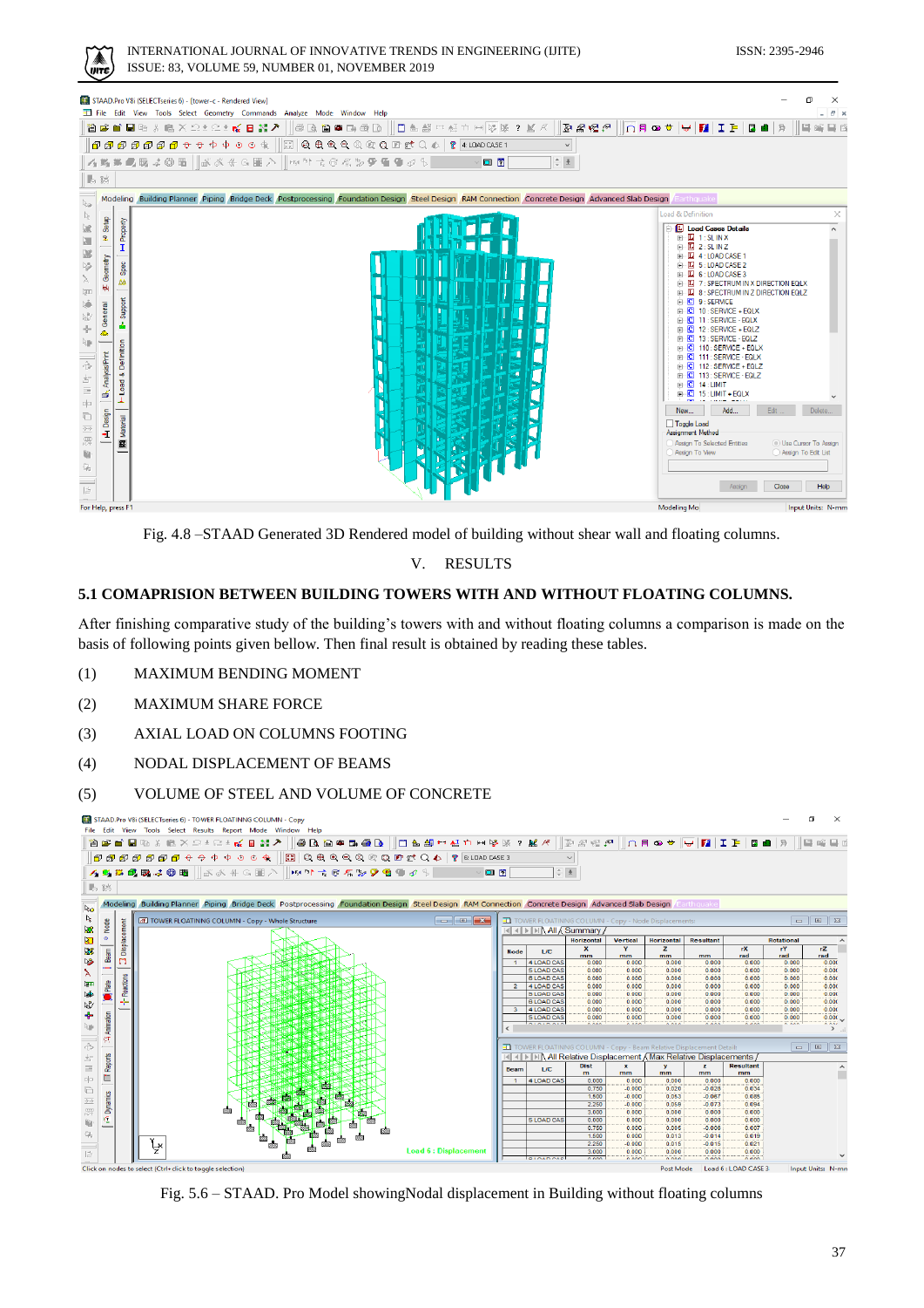Fig. 4.8 –STAAD Generated 3D Rendered model of building without shear wall and floating columns.

## V. RESULTS

### 5.1 COMAPRISION BETWEEN BUILDING TOWERS WITH AND WITHOUT FLOATING COLUMNS.

After finishing comparative study of the building's towers with and without floating columns a comparison is made on the basis of following points given bellow. Then final result is obtained by reading these tables.

(1) MAXIMUM BENDING MOMENT

(2) MAXIMUM SHARE FORCE

(3) AXIAL LOAD ON COLUMNS FOOTING

(4) NODAL DISPLACEMENT OF BEAMS

(5) VOLUME OF STEEL AND VOLUME OF CONCRETE

Fig. 5.6 – STAAD. Pro Model showingNodal displacement in Building without floating columns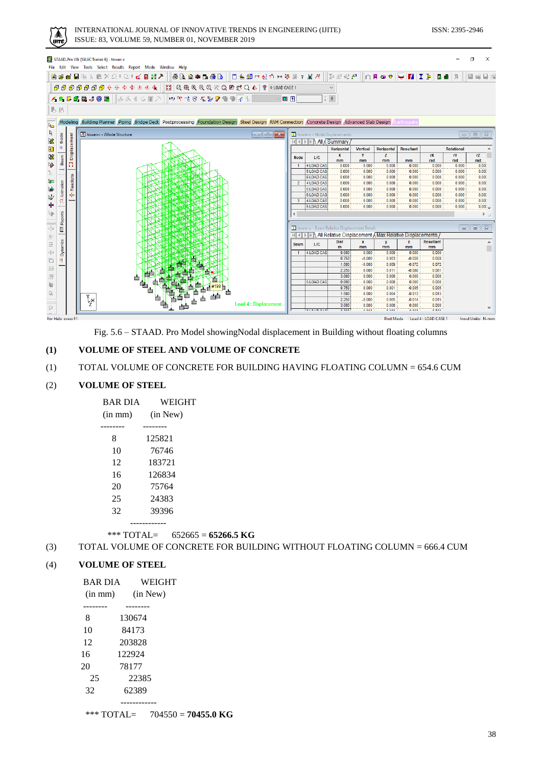Fig. 5.6 – STAAD. Pro Model showingNodal displacement in Building without floating columns

**(1) VOLUME OF STEEL AND VOLUME OF CONCRETE**

(1) TOTAL VOLUME OF CONCRETE FOR BUILDING HAVING FLOATING COLUMN = 654.6 CUM

(2) **VOLUME OF STEEL**

| BAR DIA (in mm) | WEIGHT (in New) |
|---|---|
| 8 | 125821 |
| 10 | 76746 |
| 12 | 183721 |
| 16 | 126834 |
| 20 | 75764 |
| 25 | 24383 |
| 32 | 39396 |

*** TOTAL= 652665 = **65266.5 KG**

(3) TOTAL VOLUME OF CONCRETE FOR BUILDING WITHOUT FLOATING COLUMN = 666.4 CUM

(4) **VOLUME OF STEEL**

| BAR DIA (in mm) | WEIGHT (in New) |
|---|---|
| 8 | 130674 |
| 10 | 84173 |
| 12 | 203828 |
| 16 | 122924 |
| 20 | 78177 |
| 25 | 22385 |
| 32 | 62389 |

*** TOTAL= 704550 = **70455.0 KG**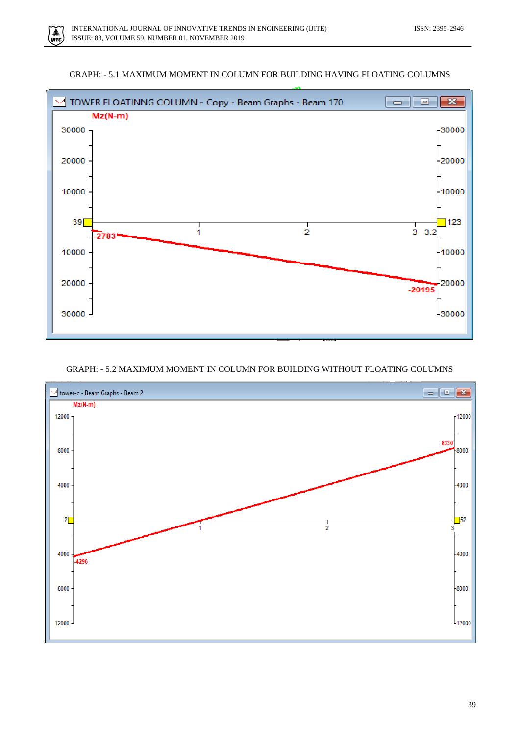GRAPH: - 5.1 MAXIMUM MOMENT IN COLUMN FOR BUILDING HAVING FLOATING COLUMNS

GRAPH: - 5.2 MAXIMUM MOMENT IN COLUMN FOR BUILDING WITHOUT FLOATING COLUMNS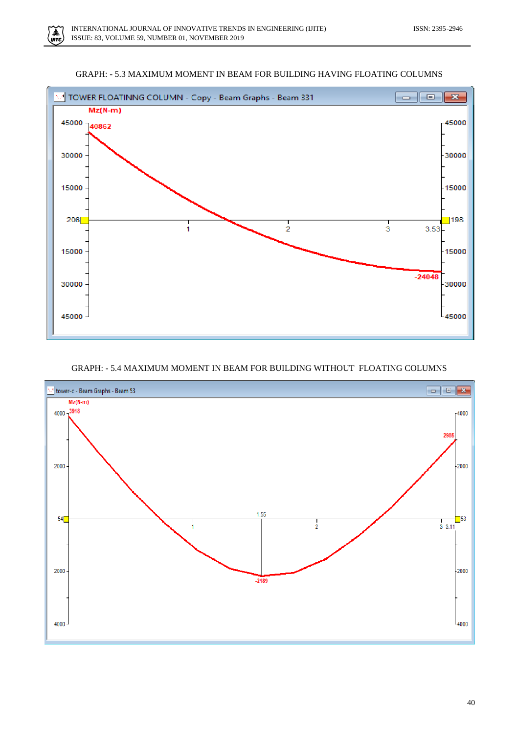GRAPH: - 5.3 MAXIMUM MOMENT IN BEAM FOR BUILDING HAVING FLOATING COLUMNS

GRAPH: - 5.4 MAXIMUM MOMENT IN BEAM FOR BUILDING WITHOUT FLOATING COLUMNS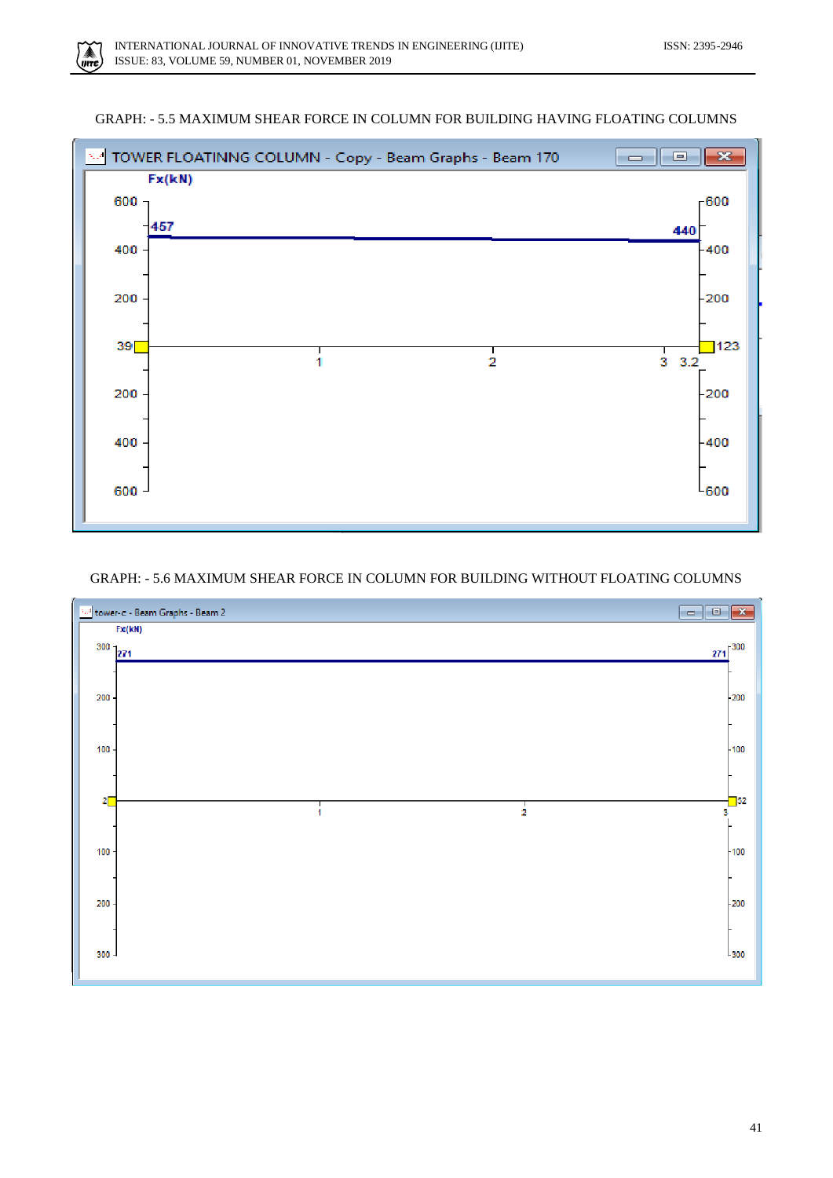GRAPH: - 5.5 MAXIMUM SHEAR FORCE IN COLUMN FOR BUILDING HAVING FLOATING COLUMNS

GRAPH: - 5.6 MAXIMUM SHEAR FORCE IN COLUMN FOR BUILDING WITHOUT FLOATING COLUMNS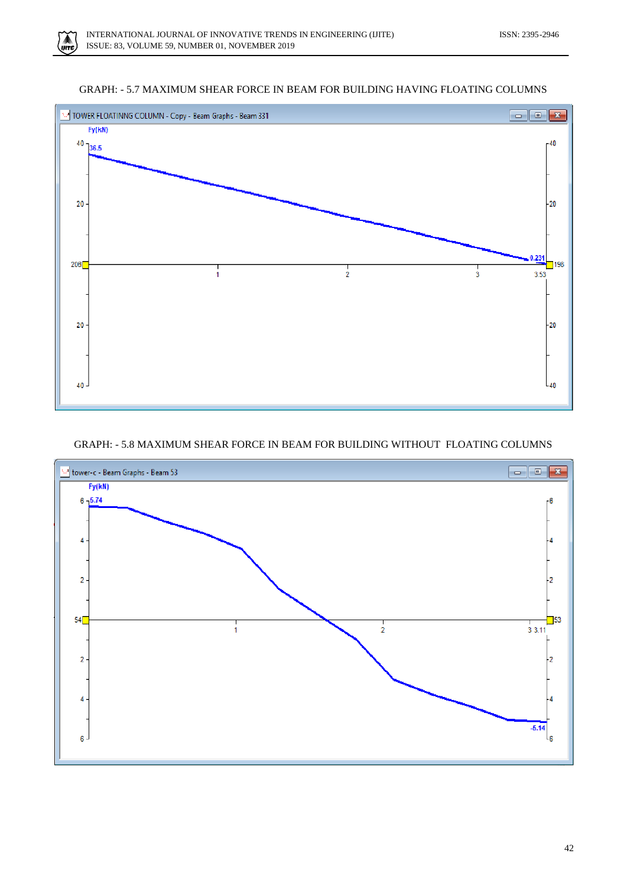GRAPH: - 5.7 MAXIMUM SHEAR FORCE IN BEAM FOR BUILDING HAVING FLOATING COLUMNS

GRAPH: - 5.8 MAXIMUM SHEAR FORCE IN BEAM FOR BUILDING WITHOUT FLOATING COLUMNS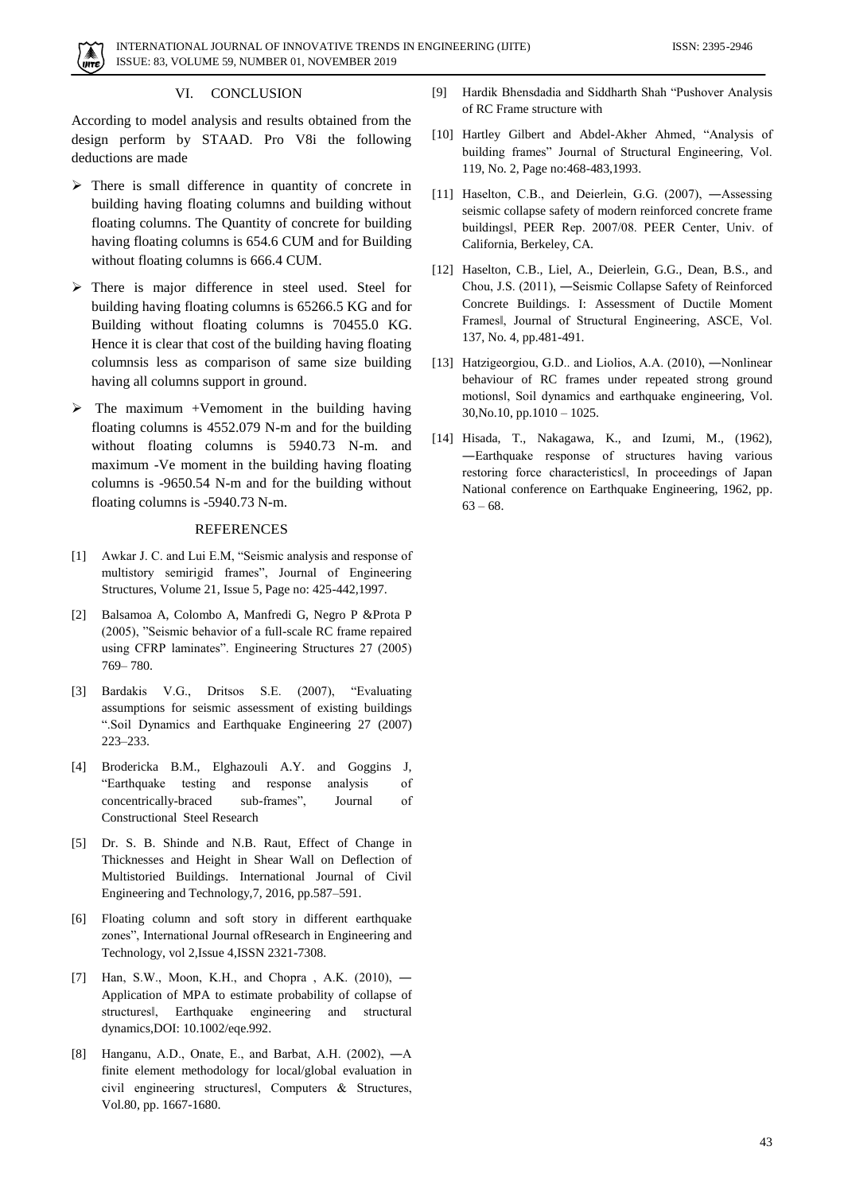## VI. CONCLUSION

According to model analysis and results obtained from the design perform by STAAD. Pro V8i the following deductions are made

- There is small difference in quantity of concrete in building having floating columns and building without floating columns. The Quantity of concrete for building having floating columns is 654.6 CUM and for Building without floating columns is 666.4 CUM.
- There is major difference in steel used. Steel for building having floating columns is 65266.5 KG and for Building without floating columns is 70455.0 KG. Hence it is clear that cost of the building having floating columnsis less as comparison of same size building having all columns support in ground.
- The maximum +Vemoment in the building having floating columns is 4552.079 N-m and for the building without floating columns is 5940.73 N-m. and maximum -Ve moment in the building having floating columns is -9650.54 N-m and for the building without floating columns is -5940.73 N-m.

## REFERENCES

[1] Awkar J. C. and Lui E.M, "Seismic analysis and response of multistory semirigid frames", Journal of Engineering Structures, Volume 21, Issue 5, Page no: 425-442,1997.

[2] Balsamoa A, Colombo A, Manfredi G, Negro P &Prota P (2005), "Seismic behavior of a full-scale RC frame repaired using CFRP laminates". Engineering Structures 27 (2005) 769– 780.

[3] Bardakis V.G., Dritsos S.E. (2007), "Evaluating assumptions for seismic assessment of existing buildings ".Soil Dynamics and Earthquake Engineering 27 (2007) 223–233.

[4] Brodericka B.M., Elghazouli A.Y. and Goggins J, "Earthquake testing and response analysis of concentrically-braced sub-frames", Journal of Constructional Steel Research

[5] Dr. S. B. Shinde and N.B. Raut, Effect of Change in Thicknesses and Height in Shear Wall on Deflection of Multistoried Buildings. International Journal of Civil Engineering and Technology,7, 2016, pp.587–591.

[6] Floating column and soft story in different earthquake zones", International Journal ofResearch in Engineering and Technology, vol 2,Issue 4,ISSN 2321-7308.

[7] Han, S.W., Moon, K.H., and Chopra , A.K. (2010), ―Application of MPA to estimate probability of collapse of structures‖, Earthquake engineering and structural dynamics,DOI: 10.1002/eqe.992.

[8] Hanganu, A.D., Onate, E., and Barbat, A.H. (2002), ―A finite element methodology for local/global evaluation in civil engineering structures‖, Computers & Structures, Vol.80, pp. 1667-1680.

[9] Hardik Bhensdadia and Siddharth Shah "Pushover Analysis of RC Frame structure with

[10] Hartley Gilbert and Abdel-Akher Ahmed, "Analysis of building frames" Journal of Structural Engineering, Vol. 119, No. 2, Page no:468-483,1993.

[11] Haselton, C.B., and Deierlein, G.G. (2007), ―Assessing seismic collapse safety of modern reinforced concrete frame buildings‖, PEER Rep. 2007/08. PEER Center, Univ. of California, Berkeley, CA.

[12] Haselton, C.B., Liel, A., Deierlein, G.G., Dean, B.S., and Chou, J.S. (2011), ―Seismic Collapse Safety of Reinforced Concrete Buildings. I: Assessment of Ductile Moment Frames‖, Journal of Structural Engineering, ASCE, Vol. 137, No. 4, pp.481-491.

[13] Hatzigeorgiou, G.D.. and Liolios, A.A. (2010), ―Nonlinear behaviour of RC frames under repeated strong ground motions‖, Soil dynamics and earthquake engineering, Vol. 30,No.10, pp.1010 – 1025.

[14] Hisada, T., Nakagawa, K., and Izumi, M., (1962), ―Earthquake response of structures having various restoring force characteristics‖, In proceedings of Japan National conference on Earthquake Engineering, 1962, pp. 63 – 68.